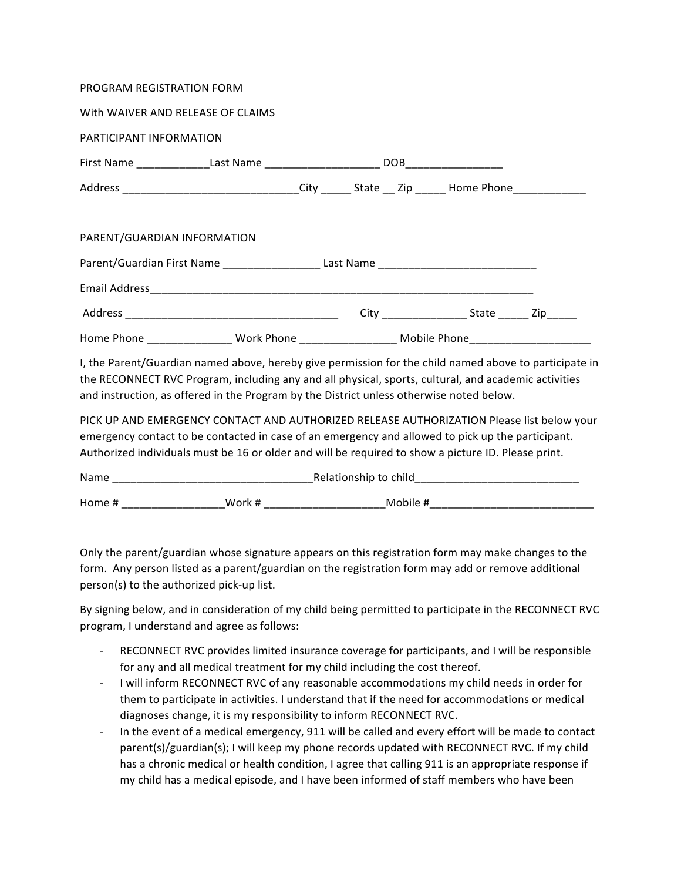PROGRAM REGISTRATION FORM

With WAIVER AND RELEASE OF CLAIMS

PARTICIPANT INFORMATION

First Name ____________Last Name ___________________ DOB________________

Address _____________________________City _____ State __ Zip _____ Home Phone____________

PARENT/GUARDIAN INFORMATION

Parent/Guardian First Name ________________ Last Name __________________________

Email Address_________________________________________________________________

Address ___________________________________ City ______________ State _____ Zip_____

Home Phone ______________ Work Phone ________________ Mobile Phone____________________

I, the Parent/Guardian named above, hereby give permission for the child named above to participate in the RECONNECT RVC Program, including any and all physical, sports, cultural, and academic activities and instruction, as offered in the Program by the District unless otherwise noted below.

PICK UP AND EMERGENCY CONTACT AND AUTHORIZED RELEASE AUTHORIZATION Please list below your emergency contact to be contacted in case of an emergency and allowed to pick up the participant. Authorized individuals must be 16 or older and will be required to show a picture ID. Please print.

Name _________________________________Relationship to child___________________________

Home # _________________Work # ____________________Mobile #___________________________

Only the parent/guardian whose signature appears on this registration form may make changes to the form. Any person listed as a parent/guardian on the registration form may add or remove additional person(s) to the authorized pick-up list.

By signing below, and in consideration of my child being permitted to participate in the RECONNECT RVC program, I understand and agree as follows:

- RECONNECT RVC provides limited insurance coverage for participants, and I will be responsible for any and all medical treatment for my child including the cost thereof.
- I will inform RECONNECT RVC of any reasonable accommodations my child needs in order for them to participate in activities. I understand that if the need for accommodations or medical diagnoses change, it is my responsibility to inform RECONNECT RVC.
- In the event of a medical emergency, 911 will be called and every effort will be made to contact parent(s)/guardian(s); I will keep my phone records updated with RECONNECT RVC. If my child has a chronic medical or health condition, I agree that calling 911 is an appropriate response if my child has a medical episode, and I have been informed of staff members who have been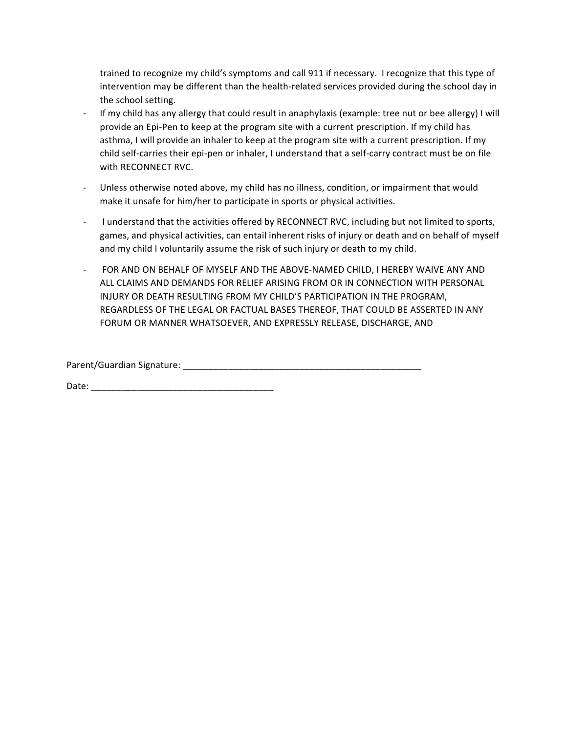trained to recognize my child's symptoms and call 911 if necessary. I recognize that this type of intervention may be different than the health-related services provided during the school day in the school setting.

- If my child has any allergy that could result in anaphylaxis (example: tree nut or bee allergy) I will provide an Epi-Pen to keep at the program site with a current prescription. If my child has asthma, I will provide an inhaler to keep at the program site with a current prescription. If my child self-carries their epi-pen or inhaler, I understand that a self-carry contract must be on file with RECONNECT RVC.
- Unless otherwise noted above, my child has no illness, condition, or impairment that would make it unsafe for him/her to participate in sports or physical activities.
- I understand that the activities offered by RECONNECT RVC, including but not limited to sports, games, and physical activities, can entail inherent risks of injury or death and on behalf of myself and my child I voluntarily assume the risk of such injury or death to my child.
- FOR AND ON BEHALF OF MYSELF AND THE ABOVE-NAMED CHILD, I HEREBY WAIVE ANY AND ALL CLAIMS AND DEMANDS FOR RELIEF ARISING FROM OR IN CONNECTION WITH PERSONAL INJURY OR DEATH RESULTING FROM MY CHILD'S PARTICIPATION IN THE PROGRAM, REGARDLESS OF THE LEGAL OR FACTUAL BASES THEREOF, THAT COULD BE ASSERTED IN ANY FORUM OR MANNER WHATSOEVER, AND EXPRESSLY RELEASE, DISCHARGE, AND

Parent/Guardian Signature: ___________________________________________________

Date: ____________________________________